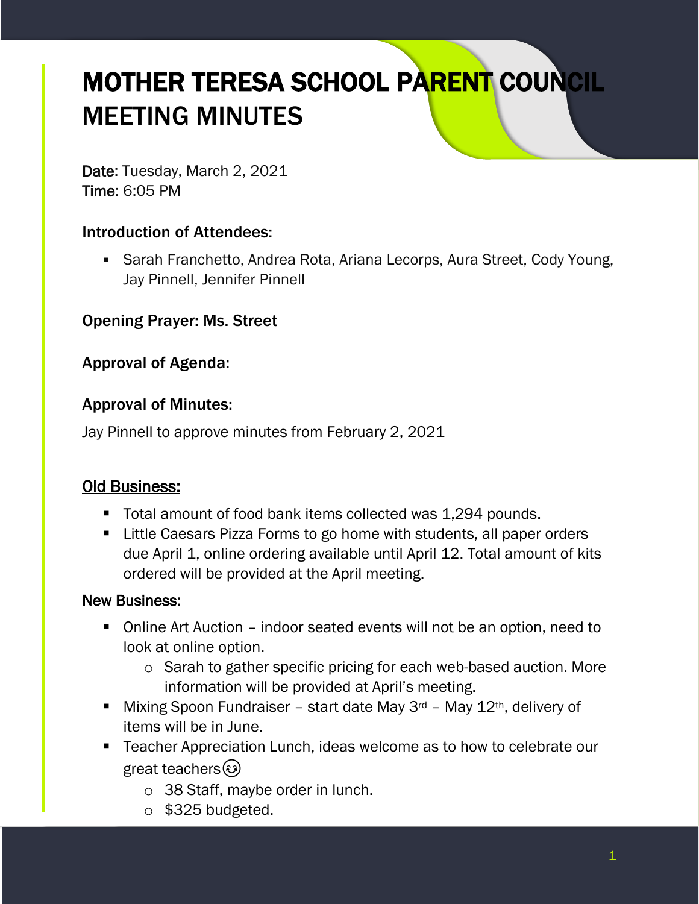# MOTHER TERESA SCHOOL PARENT COUNCIL MEETING MINUTES

**Date**: Tuesday, March 2, 2021
**Time**: 6:05 PM

### Introduction of Attendees:

- Sarah Franchetto, Andrea Rota, Ariana Lecorps, Aura Street, Cody Young, Jay Pinnell, Jennifer Pinnell

### Opening Prayer: Ms. Street

### Approval of Agenda:

### Approval of Minutes:

Jay Pinnell to approve minutes from February 2, 2021

## Old Business:

- Total amount of food bank items collected was 1,294 pounds.
- Little Caesars Pizza Forms to go home with students, all paper orders due April 1, online ordering available until April 12. Total amount of kits ordered will be provided at the April meeting.

## New Business:

- Online Art Auction – indoor seated events will not be an option, need to look at online option.
  - Sarah to gather specific pricing for each web-based auction. More information will be provided at April's meeting.
- Mixing Spoon Fundraiser – start date May 3rd – May 12th, delivery of items will be in June.
- Teacher Appreciation Lunch, ideas welcome as to how to celebrate our great teachers😊
  - 38 Staff, maybe order in lunch.
  - $325 budgeted.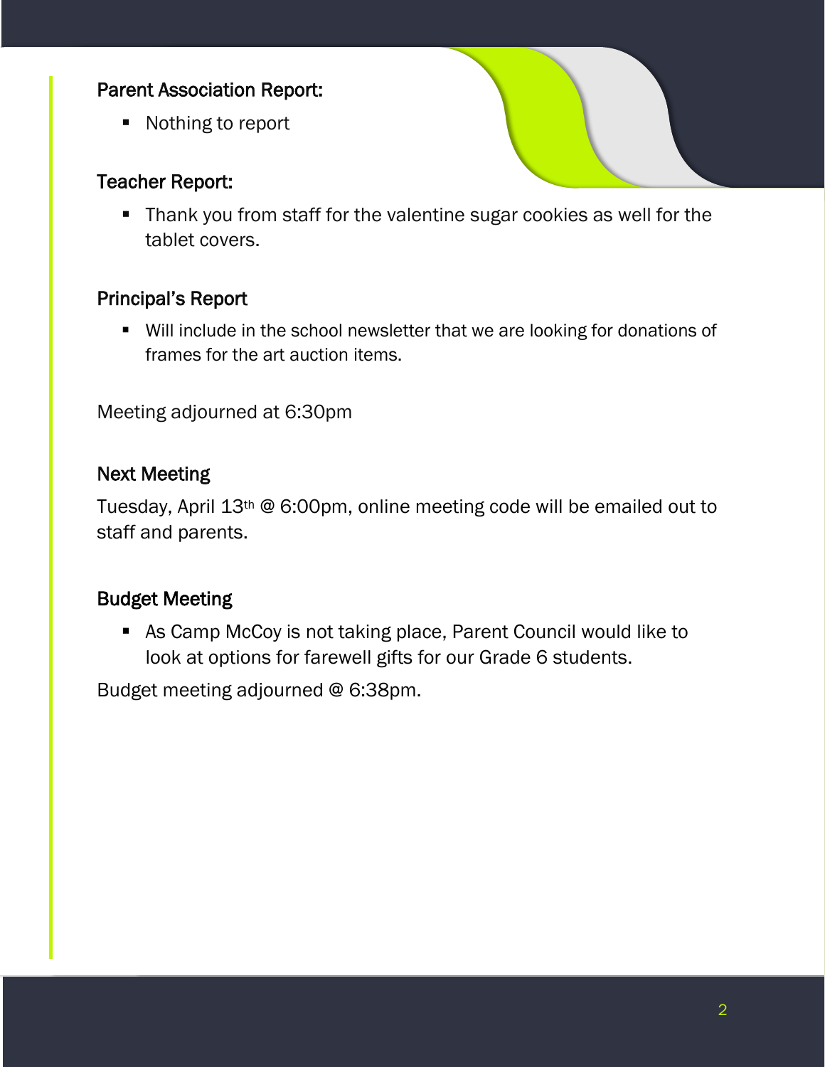## Parent Association Report:

- Nothing to report

## Teacher Report:

- Thank you from staff for the valentine sugar cookies as well for the tablet covers.

## Principal's Report

- Will include in the school newsletter that we are looking for donations of frames for the art auction items.

Meeting adjourned at 6:30pm

## Next Meeting

Tuesday, April 13th @ 6:00pm, online meeting code will be emailed out to staff and parents.

## Budget Meeting

- As Camp McCoy is not taking place, Parent Council would like to look at options for farewell gifts for our Grade 6 students.

Budget meeting adjourned @ 6:38pm.